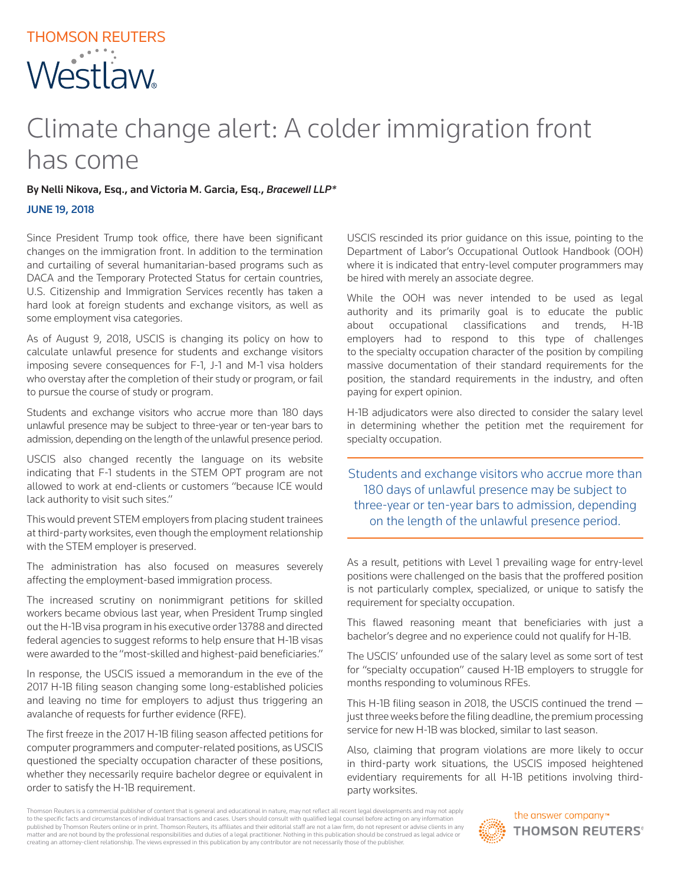# Climate change alert: A colder immigration front has come

**By Nelli Nikova, Esq., and Victoria M. Garcia, Esq.,** ***Bracewell LLP****

**JUNE 19, 2018**

Since President Trump took office, there have been significant changes on the immigration front. In addition to the termination and curtailing of several humanitarian-based programs such as DACA and the Temporary Protected Status for certain countries, U.S. Citizenship and Immigration Services recently has taken a hard look at foreign students and exchange visitors, as well as some employment visa categories.

As of August 9, 2018, USCIS is changing its policy on how to calculate unlawful presence for students and exchange visitors imposing severe consequences for F-1, J-1 and M-1 visa holders who overstay after the completion of their study or program, or fail to pursue the course of study or program.

Students and exchange visitors who accrue more than 180 days unlawful presence may be subject to three-year or ten-year bars to admission, depending on the length of the unlawful presence period.

USCIS also changed recently the language on its website indicating that F-1 students in the STEM OPT program are not allowed to work at end-clients or customers "because ICE would lack authority to visit such sites."

This would prevent STEM employers from placing student trainees at third-party worksites, even though the employment relationship with the STEM employer is preserved.

The administration has also focused on measures severely affecting the employment-based immigration process.

The increased scrutiny on nonimmigrant petitions for skilled workers became obvious last year, when President Trump singled out the H-1B visa program in his executive order 13788 and directed federal agencies to suggest reforms to help ensure that H-1B visas were awarded to the "most-skilled and highest-paid beneficiaries."

In response, the USCIS issued a memorandum in the eve of the 2017 H-1B filing season changing some long-established policies and leaving no time for employers to adjust thus triggering an avalanche of requests for further evidence (RFE).

The first freeze in the 2017 H-1B filing season affected petitions for computer programmers and computer-related positions, as USCIS questioned the specialty occupation character of these positions, whether they necessarily require bachelor degree or equivalent in order to satisfy the H-1B requirement.

USCIS rescinded its prior guidance on this issue, pointing to the Department of Labor's Occupational Outlook Handbook (OOH) where it is indicated that entry-level computer programmers may be hired with merely an associate degree.

While the OOH was never intended to be used as legal authority and its primarily goal is to educate the public about occupational classifications and trends, H-1B employers had to respond to this type of challenges to the specialty occupation character of the position by compiling massive documentation of their standard requirements for the position, the standard requirements in the industry, and often paying for expert opinion.

H-1B adjudicators were also directed to consider the salary level in determining whether the petition met the requirement for specialty occupation.

> Students and exchange visitors who accrue more than 180 days of unlawful presence may be subject to three-year or ten-year bars to admission, depending on the length of the unlawful presence period.

As a result, petitions with Level 1 prevailing wage for entry-level positions were challenged on the basis that the proffered position is not particularly complex, specialized, or unique to satisfy the requirement for specialty occupation.

This flawed reasoning meant that beneficiaries with just a bachelor's degree and no experience could not qualify for H-1B.

The USCIS' unfounded use of the salary level as some sort of test for "specialty occupation" caused H-1B employers to struggle for months responding to voluminous RFEs.

This H-1B filing season in 2018, the USCIS continued the trend — just three weeks before the filing deadline, the premium processing service for new H-1B was blocked, similar to last season.

Also, claiming that program violations are more likely to occur in third-party work situations, the USCIS imposed heightened evidentiary requirements for all H-1B petitions involving third-party worksites.

Thomson Reuters is a commercial publisher of content that is general and educational in nature, may not reflect all recent legal developments and may not apply to the specific facts and circumstances of individual transactions and cases. Users should consult with qualified legal counsel before acting on any information published by Thomson Reuters online or in print. Thomson Reuters, its affiliates and their editorial staff are not a law firm, do not represent or advise clients in any matter and are not bound by the professional responsibilities and duties of a legal practitioner. Nothing in this publication should be construed as legal advice or creating an attorney-client relationship. The views expressed in this publication by any contributor are not necessarily those of the publisher.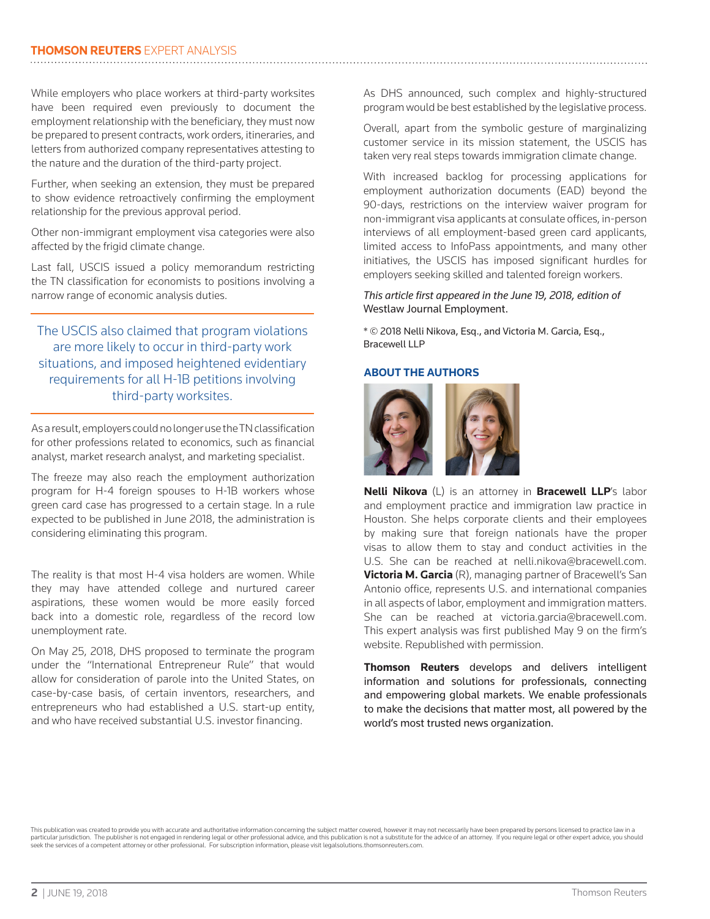While employers who place workers at third-party worksites have been required even previously to document the employment relationship with the beneficiary, they must now be prepared to present contracts, work orders, itineraries, and letters from authorized company representatives attesting to the nature and the duration of the third-party project.

Further, when seeking an extension, they must be prepared to show evidence retroactively confirming the employment relationship for the previous approval period.

Other non-immigrant employment visa categories were also affected by the frigid climate change.

Last fall, USCIS issued a policy memorandum restricting the TN classification for economists to positions involving a narrow range of economic analysis duties.

> The USCIS also claimed that program violations are more likely to occur in third-party work situations, and imposed heightened evidentiary requirements for all H-1B petitions involving third-party worksites.

As a result, employers could no longer use the TN classification for other professions related to economics, such as financial analyst, market research analyst, and marketing specialist.

The freeze may also reach the employment authorization program for H-4 foreign spouses to H-1B workers whose green card case has progressed to a certain stage. In a rule expected to be published in June 2018, the administration is considering eliminating this program.

The reality is that most H-4 visa holders are women. While they may have attended college and nurtured career aspirations, these women would be more easily forced back into a domestic role, regardless of the record low unemployment rate.

On May 25, 2018, DHS proposed to terminate the program under the "International Entrepreneur Rule" that would allow for consideration of parole into the United States, on case-by-case basis, of certain inventors, researchers, and entrepreneurs who had established a U.S. start-up entity, and who have received substantial U.S. investor financing.

As DHS announced, such complex and highly-structured program would be best established by the legislative process.

Overall, apart from the symbolic gesture of marginalizing customer service in its mission statement, the USCIS has taken very real steps towards immigration climate change.

With increased backlog for processing applications for employment authorization documents (EAD) beyond the 90-days, restrictions on the interview waiver program for non-immigrant visa applicants at consulate offices, in-person interviews of all employment-based green card applicants, limited access to InfoPass appointments, and many other initiatives, the USCIS has imposed significant hurdles for employers seeking skilled and talented foreign workers.

*This article first appeared in the June 19, 2018, edition of* Westlaw Journal Employment.

* © 2018 Nelli Nikova, Esq., and Victoria M. Garcia, Esq., Bracewell LLP

## ABOUT THE AUTHORS

**Nelli Nikova** (L) is an attorney in **Bracewell LLP**'s labor and employment practice and immigration law practice in Houston. She helps corporate clients and their employees by making sure that foreign nationals have the proper visas to allow them to stay and conduct activities in the U.S. She can be reached at nelli.nikova@bracewell.com. **Victoria M. Garcia** (R), managing partner of Bracewell's San Antonio office, represents U.S. and international companies in all aspects of labor, employment and immigration matters. She can be reached at victoria.garcia@bracewell.com. This expert analysis was first published May 9 on the firm's website. Republished with permission.

**Thomson Reuters** develops and delivers intelligent information and solutions for professionals, connecting and empowering global markets. We enable professionals to make the decisions that matter most, all powered by the world's most trusted news organization.

This publication was created to provide you with accurate and authoritative information concerning the subject matter covered, however it may not necessarily have been prepared by persons licensed to practice law in a particular jurisdiction. The publisher is not engaged in rendering legal or other professional advice, and this publication is not a substitute for the advice of an attorney. If you require legal or other expert advice, you should seek the services of a competent attorney or other professional. For subscription information, please visit legalsolutions.thomsonreuters.com.